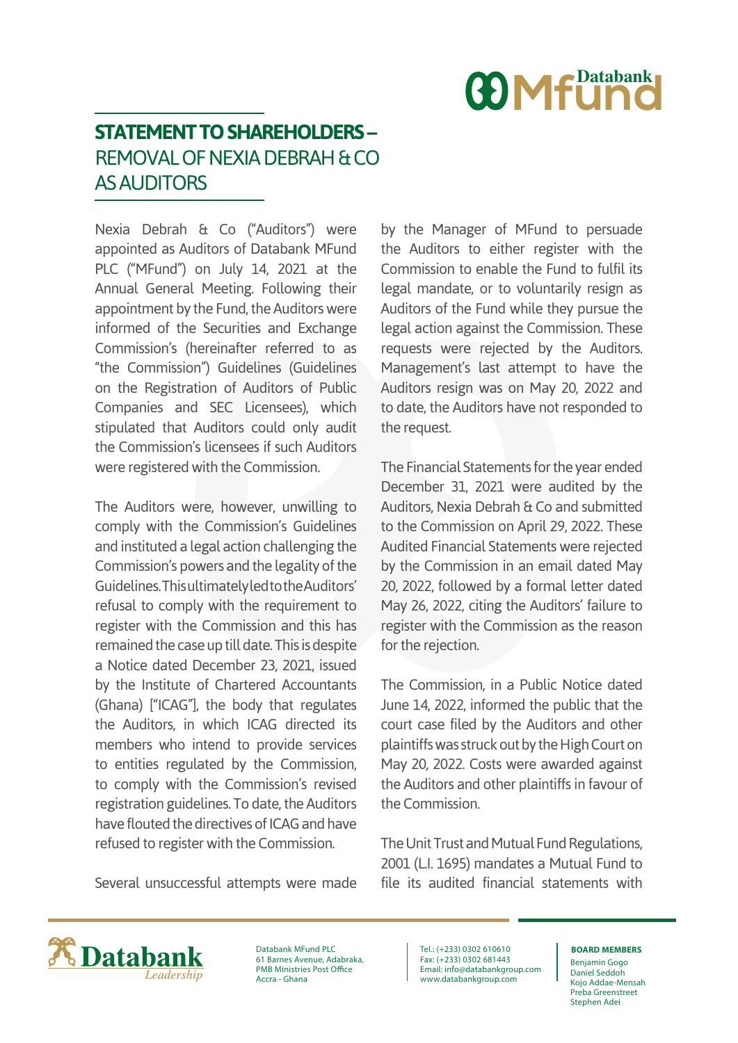# STATEMENT TO SHAREHOLDERS – REMOVAL OF NEXIA DEBRAH & CO AS AUDITORS

Nexia Debrah & Co ("Auditors") were appointed as Auditors of Databank MFund PLC ("MFund") on July 14, 2021 at the Annual General Meeting. Following their appointment by the Fund, the Auditors were informed of the Securities and Exchange Commission's (hereinafter referred to as "the Commission") Guidelines (Guidelines on the Registration of Auditors of Public Companies and SEC Licensees), which stipulated that Auditors could only audit the Commission's licensees if such Auditors were registered with the Commission.

The Auditors were, however, unwilling to comply with the Commission's Guidelines and instituted a legal action challenging the Commission's powers and the legality of the Guidelines. This ultimately led to the Auditors' refusal to comply with the requirement to register with the Commission and this has remained the case up till date. This is despite a Notice dated December 23, 2021, issued by the Institute of Chartered Accountants (Ghana) ["ICAG"], the body that regulates the Auditors, in which ICAG directed its members who intend to provide services to entities regulated by the Commission, to comply with the Commission's revised registration guidelines. To date, the Auditors have flouted the directives of ICAG and have refused to register with the Commission.

Several unsuccessful attempts were made by the Manager of MFund to persuade the Auditors to either register with the Commission to enable the Fund to fulfil its legal mandate, or to voluntarily resign as Auditors of the Fund while they pursue the legal action against the Commission. These requests were rejected by the Auditors. Management's last attempt to have the Auditors resign was on May 20, 2022 and to date, the Auditors have not responded to the request.

The Financial Statements for the year ended December 31, 2021 were audited by the Auditors, Nexia Debrah & Co and submitted to the Commission on April 29, 2022. These Audited Financial Statements were rejected by the Commission in an email dated May 20, 2022, followed by a formal letter dated May 26, 2022, citing the Auditors' failure to register with the Commission as the reason for the rejection.

The Commission, in a Public Notice dated June 14, 2022, informed the public that the court case filed by the Auditors and other plaintiffs was struck out by the High Court on May 20, 2022. Costs were awarded against the Auditors and other plaintiffs in favour of the Commission.

The Unit Trust and Mutual Fund Regulations, 2001 (L.I. 1695) mandates a Mutual Fund to file its audited financial statements with

Databank MFund PLC
61 Barnes Avenue, Adabraka,
PMB Ministries Post Office
Accra - Ghana

Tel.: (+233) 0302 610610
Fax: (+233) 0302 681443
Email: info@databankgroup.com
www.databankgroup.com

**BOARD MEMBERS**
Benjamin Gogo
Daniel Seddoh
Kojo Addae-Mensah
Preba Greenstreet
Stephen Adei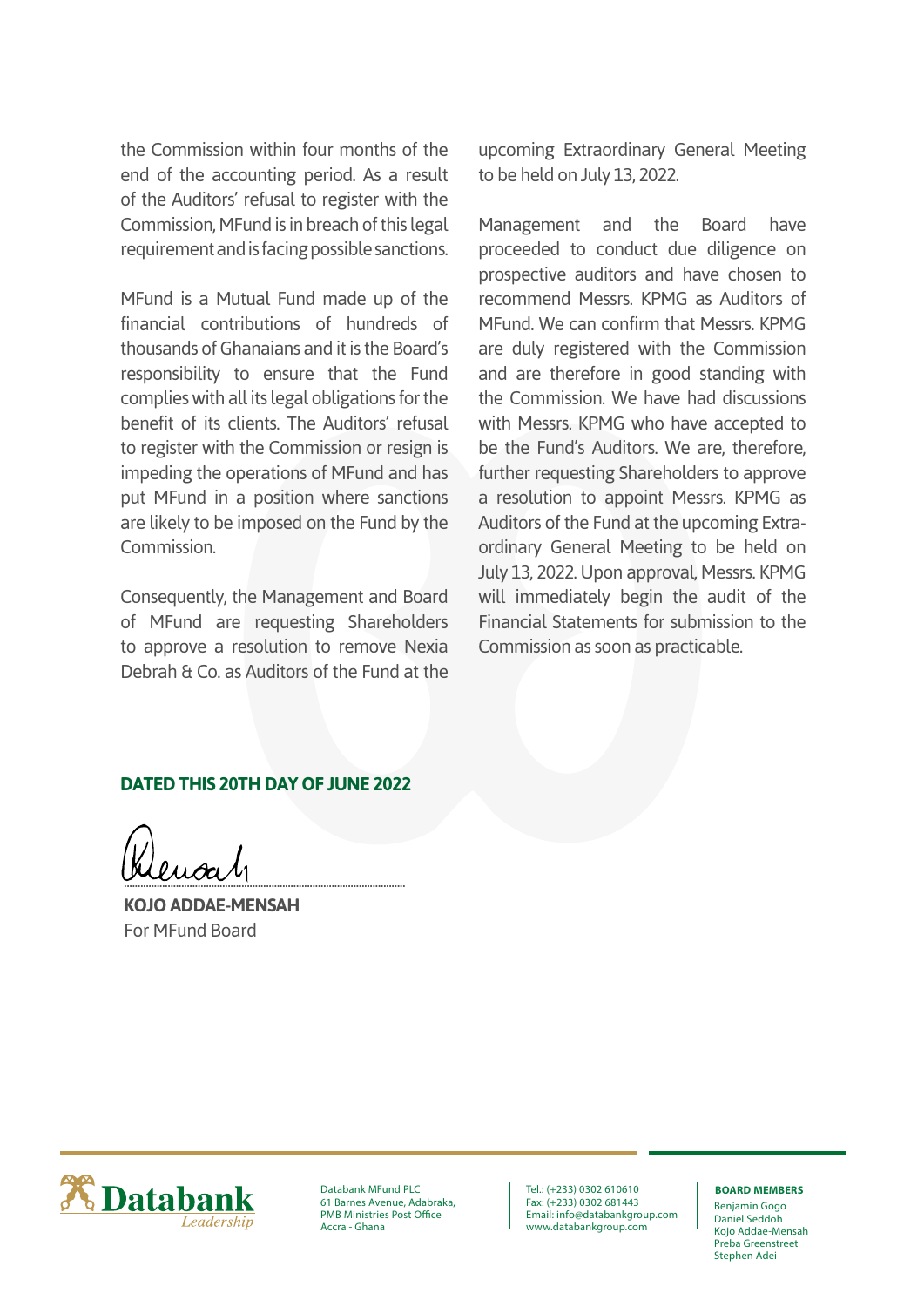the Commission within four months of the end of the accounting period. As a result of the Auditors' refusal to register with the Commission, MFund is in breach of this legal requirement and is facing possible sanctions.

MFund is a Mutual Fund made up of the financial contributions of hundreds of thousands of Ghanaians and it is the Board's responsibility to ensure that the Fund complies with all its legal obligations for the benefit of its clients. The Auditors' refusal to register with the Commission or resign is impeding the operations of MFund and has put MFund in a position where sanctions are likely to be imposed on the Fund by the Commission.

Consequently, the Management and Board of MFund are requesting Shareholders to approve a resolution to remove Nexia Debrah & Co. as Auditors of the Fund at the upcoming Extraordinary General Meeting to be held on July 13, 2022.

Management and the Board have proceeded to conduct due diligence on prospective auditors and have chosen to recommend Messrs. KPMG as Auditors of MFund. We can confirm that Messrs. KPMG are duly registered with the Commission and are therefore in good standing with the Commission. We have had discussions with Messrs. KPMG who have accepted to be the Fund's Auditors. We are, therefore, further requesting Shareholders to approve a resolution to appoint Messrs. KPMG as Auditors of the Fund at the upcoming Extra-ordinary General Meeting to be held on July 13, 2022. Upon approval, Messrs. KPMG will immediately begin the audit of the Financial Statements for submission to the Commission as soon as practicable.

**DATED THIS 20TH DAY OF JUNE 2022**

**KOJO ADDAE-MENSAH**
For MFund Board

Databank MFund PLC
61 Barnes Avenue, Adabraka,
PMB Ministries Post Office
Accra - Ghana

Tel.: (+233) 0302 610610
Fax: (+233) 0302 681443
Email: info@databankgroup.com
www.databankgroup.com

**BOARD MEMBERS**
Benjamin Gogo
Daniel Seddoh
Kojo Addae-Mensah
Preba Greenstreet
Stephen Adei